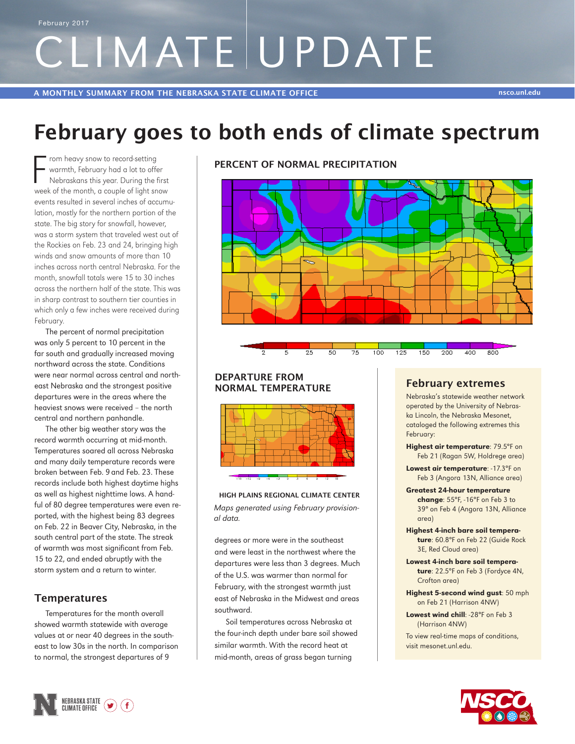February 2017

# CLIMATE UPDATE

A MONTHLY SUMMARY FROM THE NEBRASKA STATE CLIMATE OFFICE

nsco.unl.edu

# February goes to both ends of climate spectrum

From heavy snow to record-setting warmth, February had a lot to offer Nebraskans this year. During the first week of the month, a couple of light snow events resulted in several inches of accumulation, mostly for the northern portion of the state. The big story for snowfall, however, was a storm system that traveled west out of the Rockies on Feb. 23 and 24, bringing high winds and snow amounts of more than 10 inches across north central Nebraska. For the month, snowfall totals were 15 to 30 inches across the northern half of the state. This was in sharp contrast to southern tier counties in which only a few inches were received during February.

The percent of normal precipitation was only 5 percent to 10 percent in the far south and gradually increased moving northward across the state. Conditions were near normal across central and northeast Nebraska and the strongest positive departures were in the areas where the heaviest snows were received – the north central and northern panhandle.

The other big weather story was the record warmth occurring at mid-month. Temperatures soared all across Nebraska and many daily temperature records were broken between Feb. 9 and Feb. 23. These records include both highest daytime highs as well as highest nighttime lows. A handful of 80 degree temperatures were even reported, with the highest being 83 degrees on Feb. 22 in Beaver City, Nebraska, in the south central part of the state. The streak of warmth was most significant from Feb. 15 to 22, and ended abruptly with the storm system and a return to winter.

## Temperatures

Temperatures for the month overall showed warmth statewide with average values at or near 40 degrees in the southeast to low 30s in the north. In comparison to normal, the strongest departures of 9 degrees or more were in the southeast and were least in the northwest where the departures were less than 3 degrees. Much of the U.S. was warmer than normal for February, with the strongest warmth just east of Nebraska in the Midwest and areas southward.

Soil temperatures across Nebraska at the four-inch depth under bare soil showed similar warmth. With the record heat at mid-month, areas of grass began turning

### PERCENT OF NORMAL PRECIPITATION

2 5 25 50 75 100 125 150 200 400 800

### DEPARTURE FROM NORMAL TEMPERATURE

HIGH PLAINS REGIONAL CLIMATE CENTER

*Maps generated using February provisional data.*

## February extremes

Nebraska's statewide weather network operated by the University of Nebraska Lincoln, the Nebraska Mesonet, cataloged the following extremes this February:

- **Highest air temperature**: 79.5°F on Feb 21 (Ragan 5W, Holdrege area)
- **Lowest air temperature**: -17.3°F on Feb 3 (Angora 13N, Alliance area)
- **Greatest 24-hour temperature change**: 55°F, -16°F on Feb 3 to 39° on Feb 4 (Angora 13N, Alliance area)
- **Highest 4-inch bare soil temperature**: 60.8°F on Feb 22 (Guide Rock 3E, Red Cloud area)
- **Lowest 4-inch bare soil temperature**: 22.5°F on Feb 3 (Fordyce 4N, Crofton area)
- **Highest 5-second wind gust**: 50 mph on Feb 21 (Harrison 4NW)
- **Lowest wind chill**: -28°F on Feb 3 (Harrison 4NW)

To view real-time maps of conditions, visit mesonet.unl.edu.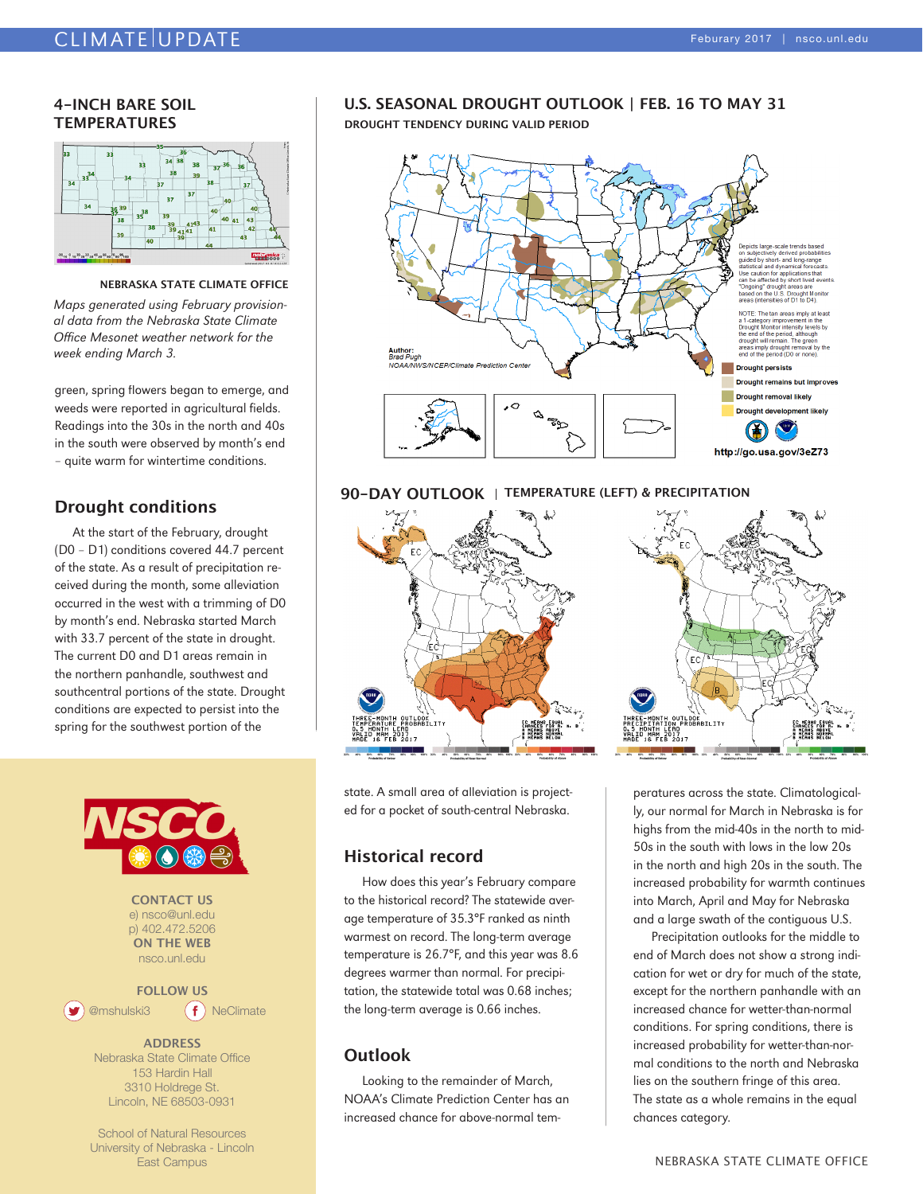## 4-INCH BARE SOIL TEMPERATURES

NEBRASKA STATE CLIMATE OFFICE

*Maps generated using February provisional data from the Nebraska State Climate Office Mesonet weather network for the week ending March 3.*

green, spring flowers began to emerge, and weeds were reported in agricultural fields. Readings into the 30s in the north and 40s in the south were observed by month's end – quite warm for wintertime conditions.

## Drought conditions

At the start of the February, drought (D0 – D1) conditions covered 44.7 percent of the state. As a result of precipitation received during the month, some alleviation occurred in the west with a trimming of D0 by month's end. Nebraska started March with 33.7 percent of the state in drought. The current D0 and D1 areas remain in the northern panhandle, southwest and southcentral portions of the state. Drought conditions are expected to persist into the spring for the southwest portion of the state. A small area of alleviation is projected for a pocket of south-central Nebraska.

## U.S. SEASONAL DROUGHT OUTLOOK | FEB. 16 TO MAY 31

DROUGHT TENDENCY DURING VALID PERIOD

Depicts large-scale trends based on subjectively derived probabilities guided by short- and long-range statistical and dynamical forecasts. Use caution for applications that can be affected by short lived events. "Ongoing" drought areas are based on the U.S. Drought Monitor areas (intensities of D1 to D4).

NOTE: The tan areas imply at least a 1-category improvement in the Drought Monitor intensity levels by the end of the period, although drought will remain. The green areas imply drought removal by the end of the period (D0 or none).

Author:
Brad Pugh
NOAA/NWS/NCEP/Climate Prediction Center

Drought persists
Drought remains but improves
Drought removal likely
Drought development likely

http://go.usa.gov/3eZ73

## 90-DAY OUTLOOK | TEMPERATURE (LEFT) & PRECIPITATION

THREE-MONTH OUTLOOK
TEMPERATURE PROBABILITY
0.5 MONTH LEAD
VALID MAM 2017
MADE 16 FEB 2017

THREE-MONTH OUTLOOK
PRECIPITATION PROBABILITY
0.5 MONTH LEAD
VALID MAM 2017
MADE 16 FEB 2017

## Historical record

How does this year's February compare to the historical record? The statewide average temperature of 35.3°F ranked as ninth warmest on record. The long-term average temperature is 26.7°F, and this year was 8.6 degrees warmer than normal. For precipitation, the statewide total was 0.68 inches; the long-term average is 0.66 inches.

## Outlook

Looking to the remainder of March, NOAA's Climate Prediction Center has an increased chance for above-normal temperatures across the state. Climatologically, our normal for March in Nebraska is for highs from the mid-40s in the north to mid-50s in the south with lows in the low 20s in the north and high 20s in the south. The increased probability for warmth continues into March, April and May for Nebraska and a large swath of the contiguous U.S.

Precipitation outlooks for the middle to end of March does not show a strong indication for wet or dry for much of the state, except for the northern panhandle with an increased chance for wetter-than-normal conditions. For spring conditions, there is increased probability for wetter-than-normal conditions to the north and Nebraska lies on the southern fringe of this area. The state as a whole remains in the equal chances category.

NSCO

**CONTACT US**
e) nsco@unl.edu
p) 402.472.5206

**ON THE WEB**
nsco.unl.edu

**FOLLOW US**
@mshulski3
NeClimate

**ADDRESS**
Nebraska State Climate Office
153 Hardin Hall
3310 Holdrege St.
Lincoln, NE 68503-0931

School of Natural Resources
University of Nebraska - Lincoln
East Campus